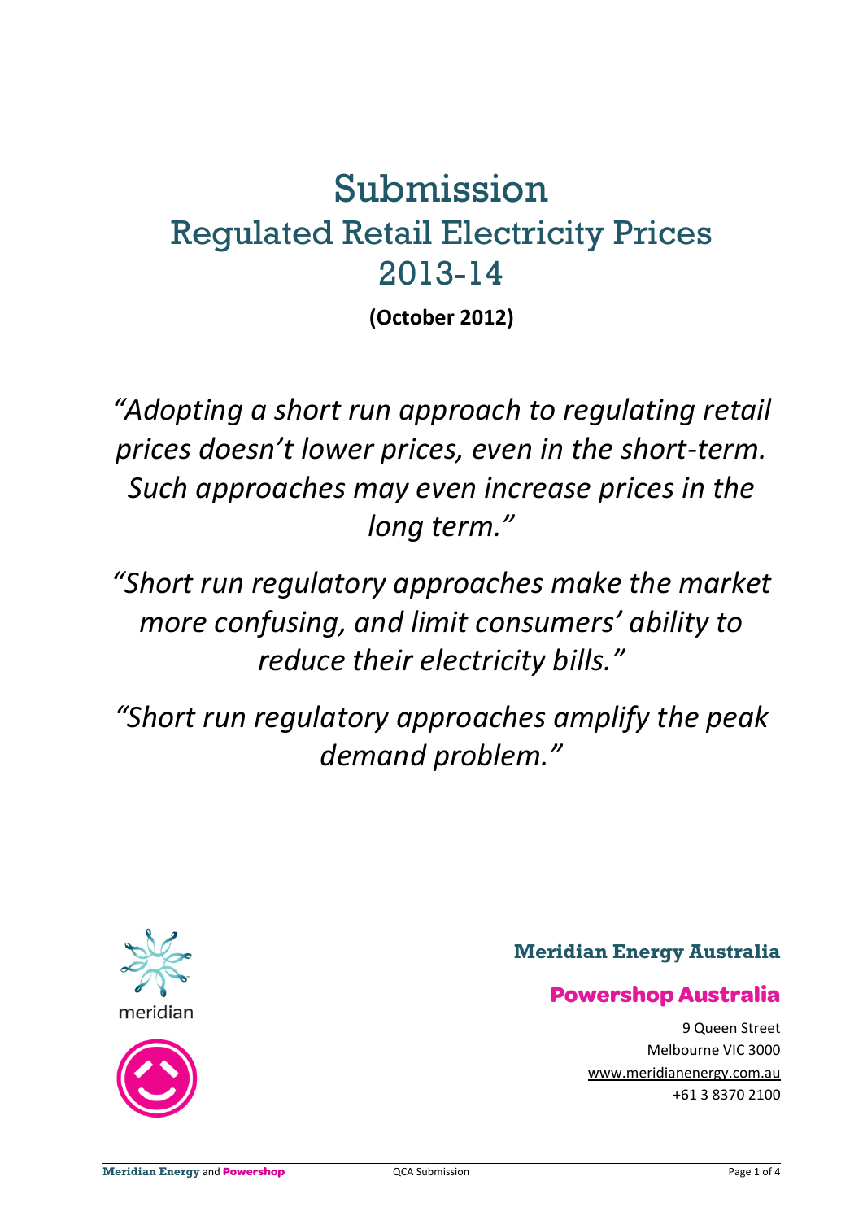# Submission

## Regulated Retail Electricity Prices 2013-14

**(October 2012)**

*"Adopting a short run approach to regulating retail prices doesn't lower prices, even in the short-term. Such approaches may even increase prices in the long term."*

*"Short run regulatory approaches make the market more confusing, and limit consumers' ability to reduce their electricity bills."*

*"Short run regulatory approaches amplify the peak demand problem."*

meridian

**Meridian Energy Australia**

**Powershop Australia**

9 Queen Street
Melbourne VIC 3000
www.meridianenergy.com.au
+61 3 8370 2100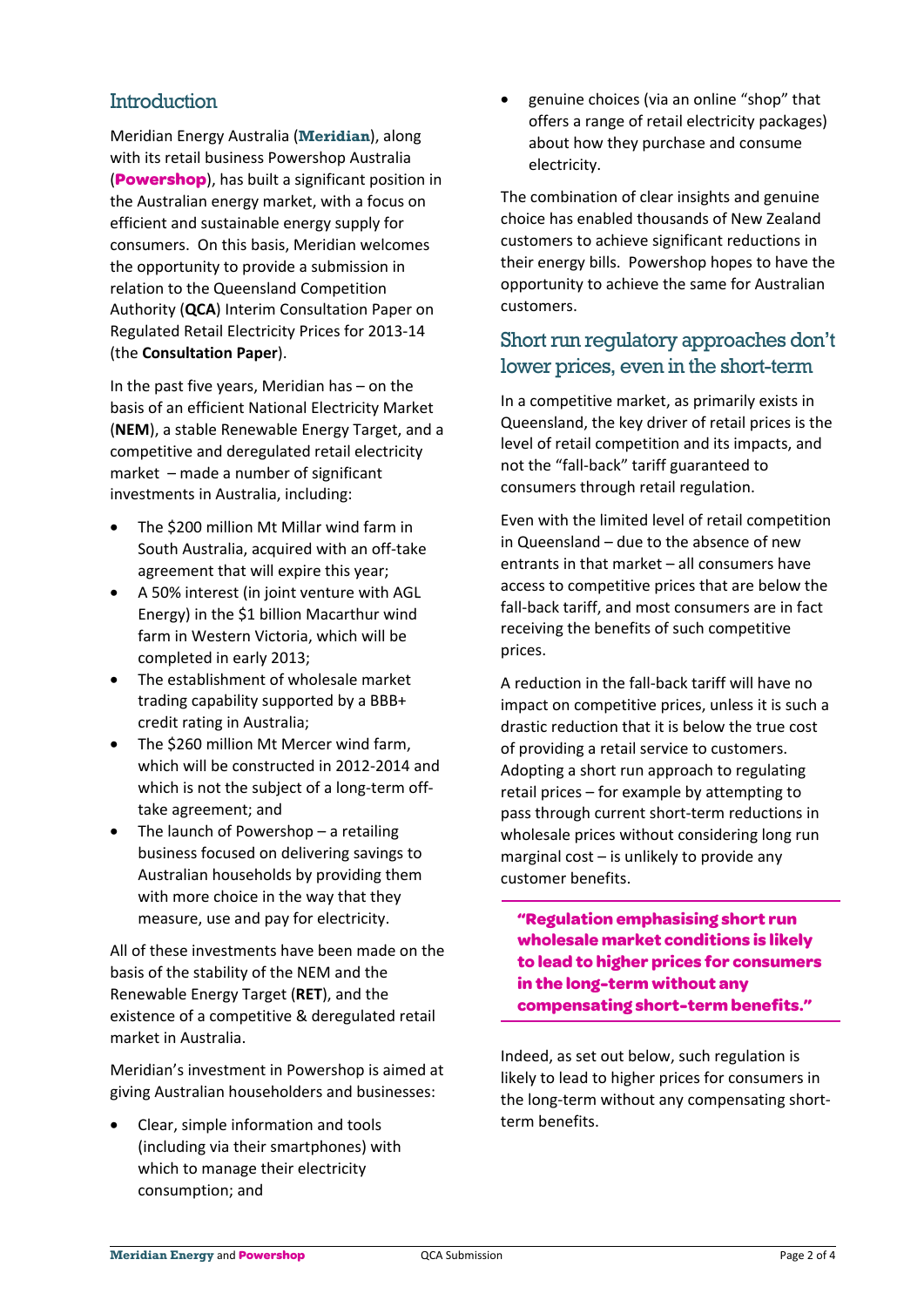## Introduction

Meridian Energy Australia (**Meridian**), along with its retail business Powershop Australia (**Powershop**), has built a significant position in the Australian energy market, with a focus on efficient and sustainable energy supply for consumers. On this basis, Meridian welcomes the opportunity to provide a submission in relation to the Queensland Competition Authority (**QCA**) Interim Consultation Paper on Regulated Retail Electricity Prices for 2013-14 (the **Consultation Paper**).

In the past five years, Meridian has – on the basis of an efficient National Electricity Market (**NEM**), a stable Renewable Energy Target, and a competitive and deregulated retail electricity market – made a number of significant investments in Australia, including:

- The $200 million Mt Millar wind farm in South Australia, acquired with an off-take agreement that will expire this year;
- A 50% interest (in joint venture with AGL Energy) in the $1 billion Macarthur wind farm in Western Victoria, which will be completed in early 2013;
- The establishment of wholesale market trading capability supported by a BBB+ credit rating in Australia;
- The $260 million Mt Mercer wind farm, which will be constructed in 2012-2014 and which is not the subject of a long-term off-take agreement; and
- The launch of Powershop – a retailing business focused on delivering savings to Australian households by providing them with more choice in the way that they measure, use and pay for electricity.

All of these investments have been made on the basis of the stability of the NEM and the Renewable Energy Target (**RET**), and the existence of a competitive & deregulated retail market in Australia.

Meridian's investment in Powershop is aimed at giving Australian householders and businesses:

- Clear, simple information and tools (including via their smartphones) with which to manage their electricity consumption; and
- genuine choices (via an online "shop" that offers a range of retail electricity packages) about how they purchase and consume electricity.

The combination of clear insights and genuine choice has enabled thousands of New Zealand customers to achieve significant reductions in their energy bills. Powershop hopes to have the opportunity to achieve the same for Australian customers.

## Short run regulatory approaches don't lower prices, even in the short-term

In a competitive market, as primarily exists in Queensland, the key driver of retail prices is the level of retail competition and its impacts, and not the "fall-back" tariff guaranteed to consumers through retail regulation.

Even with the limited level of retail competition in Queensland – due to the absence of new entrants in that market – all consumers have access to competitive prices that are below the fall-back tariff, and most consumers are in fact receiving the benefits of such competitive prices.

A reduction in the fall-back tariff will have no impact on competitive prices, unless it is such a drastic reduction that it is below the true cost of providing a retail service to customers. Adopting a short run approach to regulating retail prices – for example by attempting to pass through current short-term reductions in wholesale prices without considering long run marginal cost – is unlikely to provide any customer benefits.

> **"Regulation emphasising short run wholesale market conditions is likely to lead to higher prices for consumers in the long-term without any compensating short-term benefits."**

Indeed, as set out below, such regulation is likely to lead to higher prices for consumers in the long-term without any compensating short-term benefits.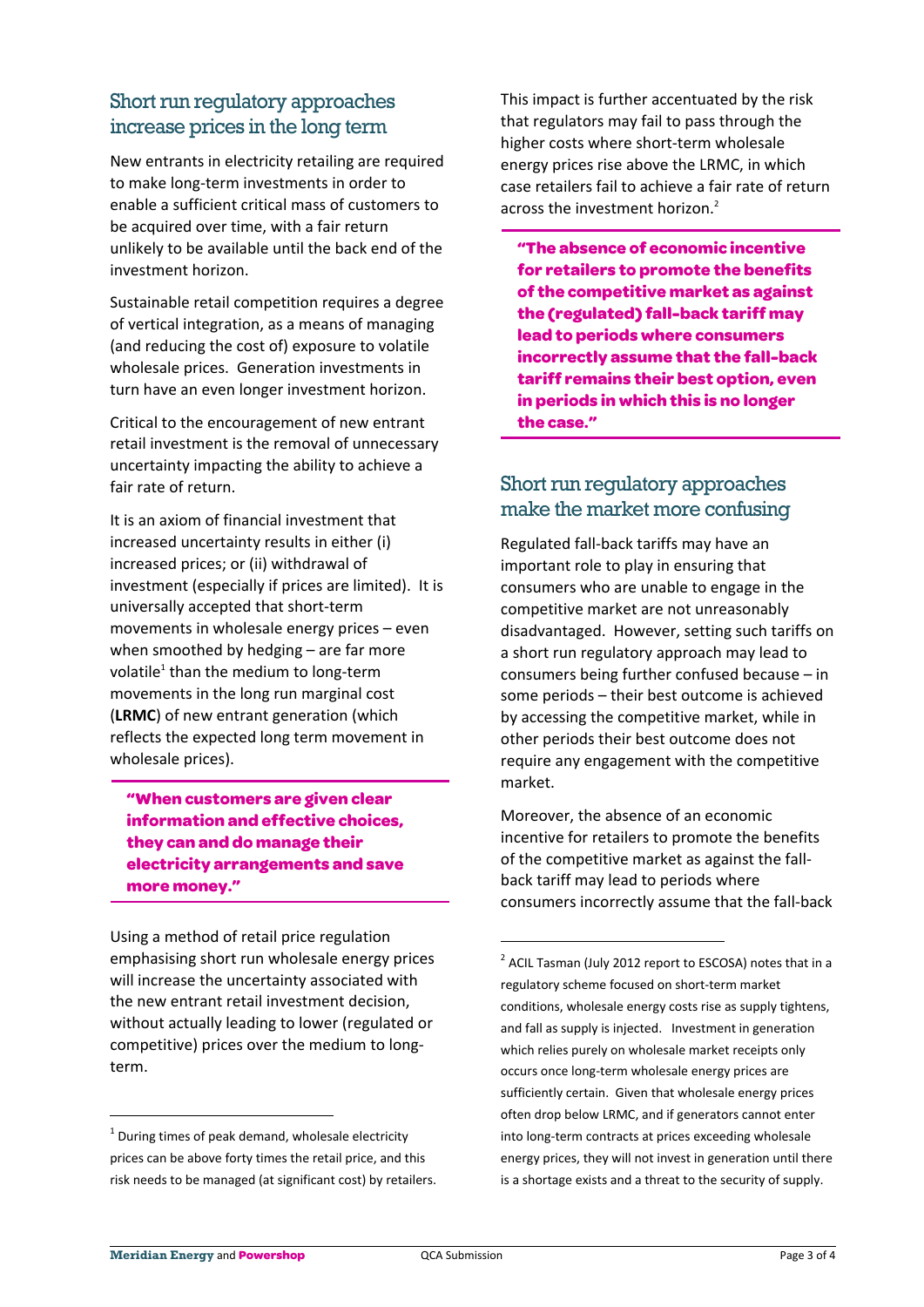## Short run regulatory approaches increase prices in the long term

New entrants in electricity retailing are required to make long-term investments in order to enable a sufficient critical mass of customers to be acquired over time, with a fair return unlikely to be available until the back end of the investment horizon.

Sustainable retail competition requires a degree of vertical integration, as a means of managing (and reducing the cost of) exposure to volatile wholesale prices. Generation investments in turn have an even longer investment horizon.

Critical to the encouragement of new entrant retail investment is the removal of unnecessary uncertainty impacting the ability to achieve a fair rate of return.

It is an axiom of financial investment that increased uncertainty results in either (i) increased prices; or (ii) withdrawal of investment (especially if prices are limited). It is universally accepted that short-term movements in wholesale energy prices – even when smoothed by hedging – are far more volatile[1] than the medium to long-term movements in the long run marginal cost (**LRMC**) of new entrant generation (which reflects the expected long term movement in wholesale prices).

> **"When customers are given clear information and effective choices, they can and do manage their electricity arrangements and save more money."**

Using a method of retail price regulation emphasising short run wholesale energy prices will increase the uncertainty associated with the new entrant retail investment decision, without actually leading to lower (regulated or competitive) prices over the medium to long-term.

This impact is further accentuated by the risk that regulators may fail to pass through the higher costs where short-term wholesale energy prices rise above the LRMC, in which case retailers fail to achieve a fair rate of return across the investment horizon.[2]

> **"The absence of economic incentive for retailers to promote the benefits of the competitive market as against the (regulated) fall-back tariff may lead to periods where consumers incorrectly assume that the fall-back tariff remains their best option, even in periods in which this is no longer the case."**

## Short run regulatory approaches make the market more confusing

Regulated fall-back tariffs may have an important role to play in ensuring that consumers who are unable to engage in the competitive market are not unreasonably disadvantaged. However, setting such tariffs on a short run regulatory approach may lead to consumers being further confused because – in some periods – their best outcome is achieved by accessing the competitive market, while in other periods their best outcome does not require any engagement with the competitive market.

Moreover, the absence of an economic incentive for retailers to promote the benefits of the competitive market as against the fall-back tariff may lead to periods where consumers incorrectly assume that the fall-back

---

[1] During times of peak demand, wholesale electricity prices can be above forty times the retail price, and this risk needs to be managed (at significant cost) by retailers.

[2] ACIL Tasman (July 2012 report to ESCOSA) notes that in a regulatory scheme focused on short-term market conditions, wholesale energy costs rise as supply tightens, and fall as supply is injected. Investment in generation which relies purely on wholesale market receipts only occurs once long-term wholesale energy prices are sufficiently certain. Given that wholesale energy prices often drop below LRMC, and if generators cannot enter into long-term contracts at prices exceeding wholesale energy prices, they will not invest in generation until there is a shortage exists and a threat to the security of supply.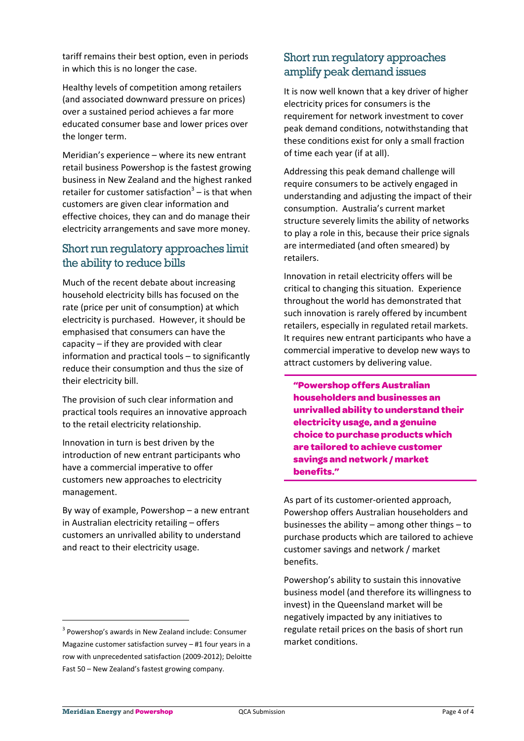tariff remains their best option, even in periods in which this is no longer the case.

Healthy levels of competition among retailers (and associated downward pressure on prices) over a sustained period achieves a far more educated consumer base and lower prices over the longer term.

Meridian's experience – where its new entrant retail business Powershop is the fastest growing business in New Zealand and the highest ranked retailer for customer satisfaction[3] – is that when customers are given clear information and effective choices, they can and do manage their electricity arrangements and save more money.

## Short run regulatory approaches limit the ability to reduce bills

Much of the recent debate about increasing household electricity bills has focused on the rate (price per unit of consumption) at which electricity is purchased. However, it should be emphasised that consumers can have the capacity – if they are provided with clear information and practical tools – to significantly reduce their consumption and thus the size of their electricity bill.

The provision of such clear information and practical tools requires an innovative approach to the retail electricity relationship.

Innovation in turn is best driven by the introduction of new entrant participants who have a commercial imperative to offer customers new approaches to electricity management.

By way of example, Powershop – a new entrant in Australian electricity retailing – offers customers an unrivalled ability to understand and react to their electricity usage.

## Short run regulatory approaches amplify peak demand issues

It is now well known that a key driver of higher electricity prices for consumers is the requirement for network investment to cover peak demand conditions, notwithstanding that these conditions exist for only a small fraction of time each year (if at all).

Addressing this peak demand challenge will require consumers to be actively engaged in understanding and adjusting the impact of their consumption. Australia's current market structure severely limits the ability of networks to play a role in this, because their price signals are intermediated (and often smeared) by retailers.

Innovation in retail electricity offers will be critical to changing this situation. Experience throughout the world has demonstrated that such innovation is rarely offered by incumbent retailers, especially in regulated retail markets. It requires new entrant participants who have a commercial imperative to develop new ways to attract customers by delivering value.

> **"Powershop offers Australian householders and businesses an unrivalled ability to understand their electricity usage, and a genuine choice to purchase products which are tailored to achieve customer savings and network / market benefits."**

As part of its customer-oriented approach, Powershop offers Australian householders and businesses the ability – among other things – to purchase products which are tailored to achieve customer savings and network / market benefits.

Powershop's ability to sustain this innovative business model (and therefore its willingness to invest) in the Queensland market will be negatively impacted by any initiatives to regulate retail prices on the basis of short run market conditions.

[3] Powershop's awards in New Zealand include: Consumer Magazine customer satisfaction survey – #1 four years in a row with unprecedented satisfaction (2009-2012); Deloitte Fast 50 – New Zealand's fastest growing company.